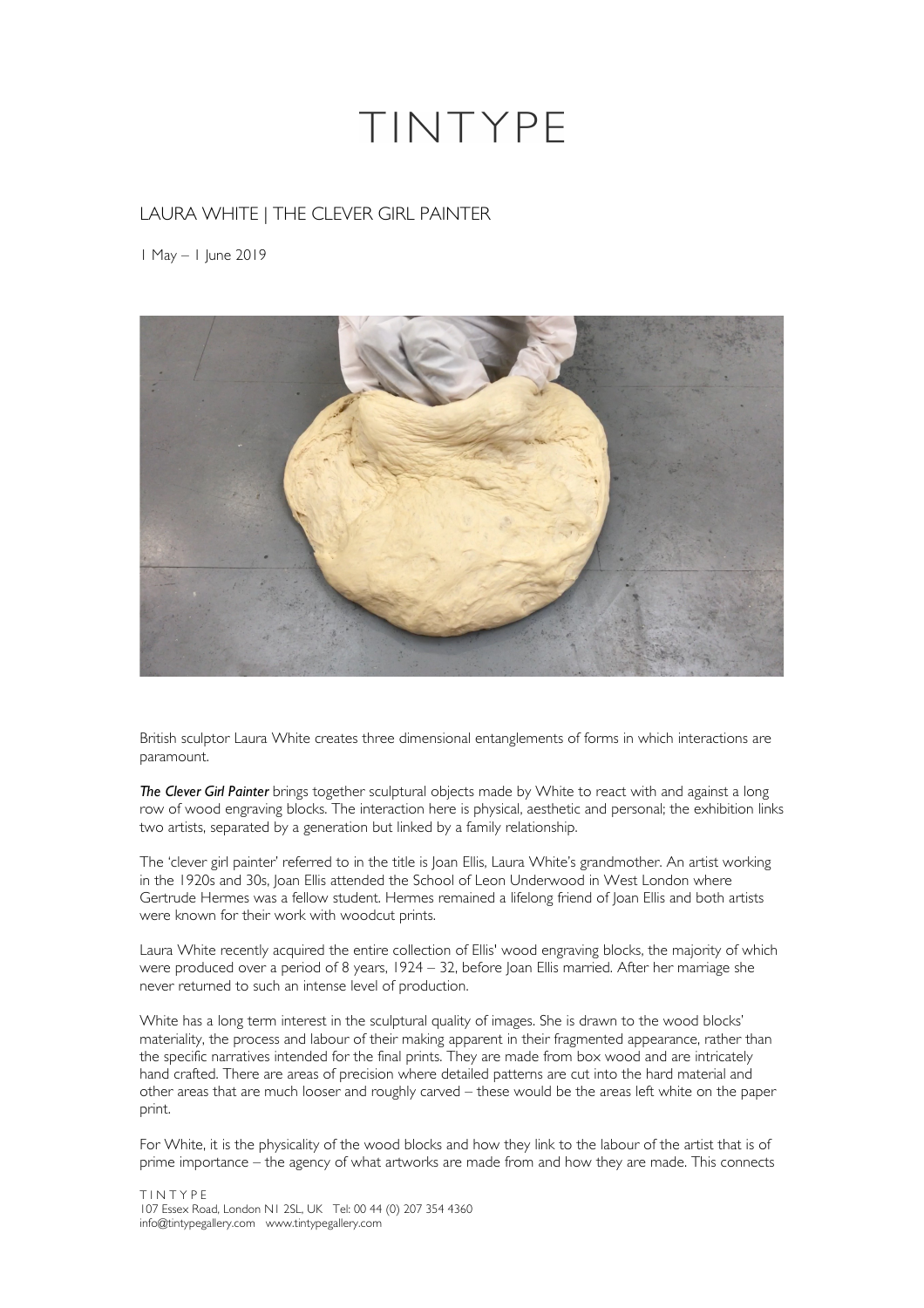# TINTYPE

## LAURA WHITE | THE CLEVER GIRL PAINTER

1 May – 1 June 2019

British sculptor Laura White creates three dimensional entanglements of forms in which interactions are paramount.

***The Clever Girl Painter*** brings together sculptural objects made by White to react with and against a long row of wood engraving blocks. The interaction here is physical, aesthetic and personal; the exhibition links two artists, separated by a generation but linked by a family relationship.

The 'clever girl painter' referred to in the title is Joan Ellis, Laura White's grandmother. An artist working in the 1920s and 30s, Joan Ellis attended the School of Leon Underwood in West London where Gertrude Hermes was a fellow student. Hermes remained a lifelong friend of Joan Ellis and both artists were known for their work with woodcut prints.

Laura White recently acquired the entire collection of Ellis' wood engraving blocks, the majority of which were produced over a period of 8 years, 1924 – 32, before Joan Ellis married. After her marriage she never returned to such an intense level of production.

White has a long term interest in the sculptural quality of images. She is drawn to the wood blocks' materiality, the process and labour of their making apparent in their fragmented appearance, rather than the specific narratives intended for the final prints. They are made from box wood and are intricately hand crafted. There are areas of precision where detailed patterns are cut into the hard material and other areas that are much looser and roughly carved – these would be the areas left white on the paper print.

For White, it is the physicality of the wood blocks and how they link to the labour of the artist that is of prime importance – the agency of what artworks are made from and how they are made. This connects

TINTYPE
107 Essex Road, London N1 2SL, UK Tel: 00 44 (0) 207 354 4360
info@tintypegallery.com www.tintypegallery.com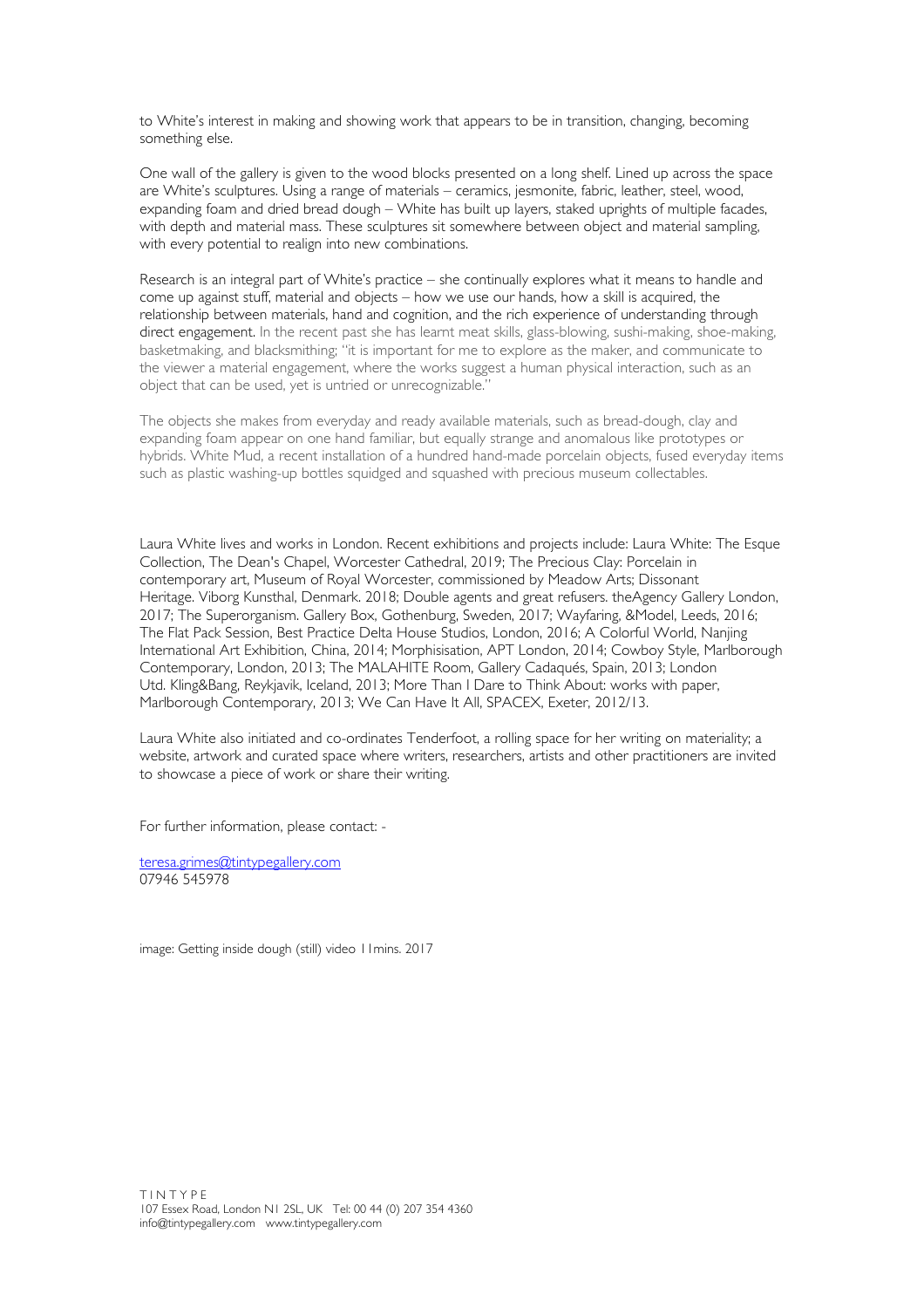to White's interest in making and showing work that appears to be in transition, changing, becoming something else.

One wall of the gallery is given to the wood blocks presented on a long shelf. Lined up across the space are White's sculptures. Using a range of materials – ceramics, jesmonite, fabric, leather, steel, wood, expanding foam and dried bread dough – White has built up layers, staked uprights of multiple facades, with depth and material mass. These sculptures sit somewhere between object and material sampling, with every potential to realign into new combinations.

Research is an integral part of White's practice – she continually explores what it means to handle and come up against stuff, material and objects – how we use our hands, how a skill is acquired, the relationship between materials, hand and cognition, and the rich experience of understanding through direct engagement. In the recent past she has learnt meat skills, glass-blowing, sushi-making, shoe-making, basketmaking, and blacksmithing; "it is important for me to explore as the maker, and communicate to the viewer a material engagement, where the works suggest a human physical interaction, such as an object that can be used, yet is untried or unrecognizable."

The objects she makes from everyday and ready available materials, such as bread-dough, clay and expanding foam appear on one hand familiar, but equally strange and anomalous like prototypes or hybrids. White Mud, a recent installation of a hundred hand-made porcelain objects, fused everyday items such as plastic washing-up bottles squidged and squashed with precious museum collectables.

Laura White lives and works in London. Recent exhibitions and projects include: Laura White: The Esque Collection, The Dean's Chapel, Worcester Cathedral, 2019; The Precious Clay: Porcelain in contemporary art, Museum of Royal Worcester, commissioned by Meadow Arts; Dissonant Heritage. Viborg Kunsthal, Denmark. 2018; Double agents and great refusers. theAgency Gallery London, 2017; The Superorganism. Gallery Box, Gothenburg, Sweden, 2017; Wayfaring, &Model, Leeds, 2016; The Flat Pack Session, Best Practice Delta House Studios, London, 2016; A Colorful World, Nanjing International Art Exhibition, China, 2014; Morphisisation, APT London, 2014; Cowboy Style, Marlborough Contemporary, London, 2013; The MALAHITE Room, Gallery Cadaqués, Spain, 2013; London Utd. Kling&Bang, Reykjavik, Iceland, 2013; More Than I Dare to Think About: works with paper, Marlborough Contemporary, 2013; We Can Have It All, SPACEX, Exeter, 2012/13.

Laura White also initiated and co-ordinates Tenderfoot, a rolling space for her writing on materiality; a website, artwork and curated space where writers, researchers, artists and other practitioners are invited to showcase a piece of work or share their writing.

For further information, please contact: -

teresa.grimes@tintypegallery.com
07946 545978

image: Getting inside dough (still) video 11mins. 2017

TINTYPE
107 Essex Road, London N1 2SL, UK Tel: 00 44 (0) 207 354 4360
info@tintypegallery.com www.tintypegallery.com